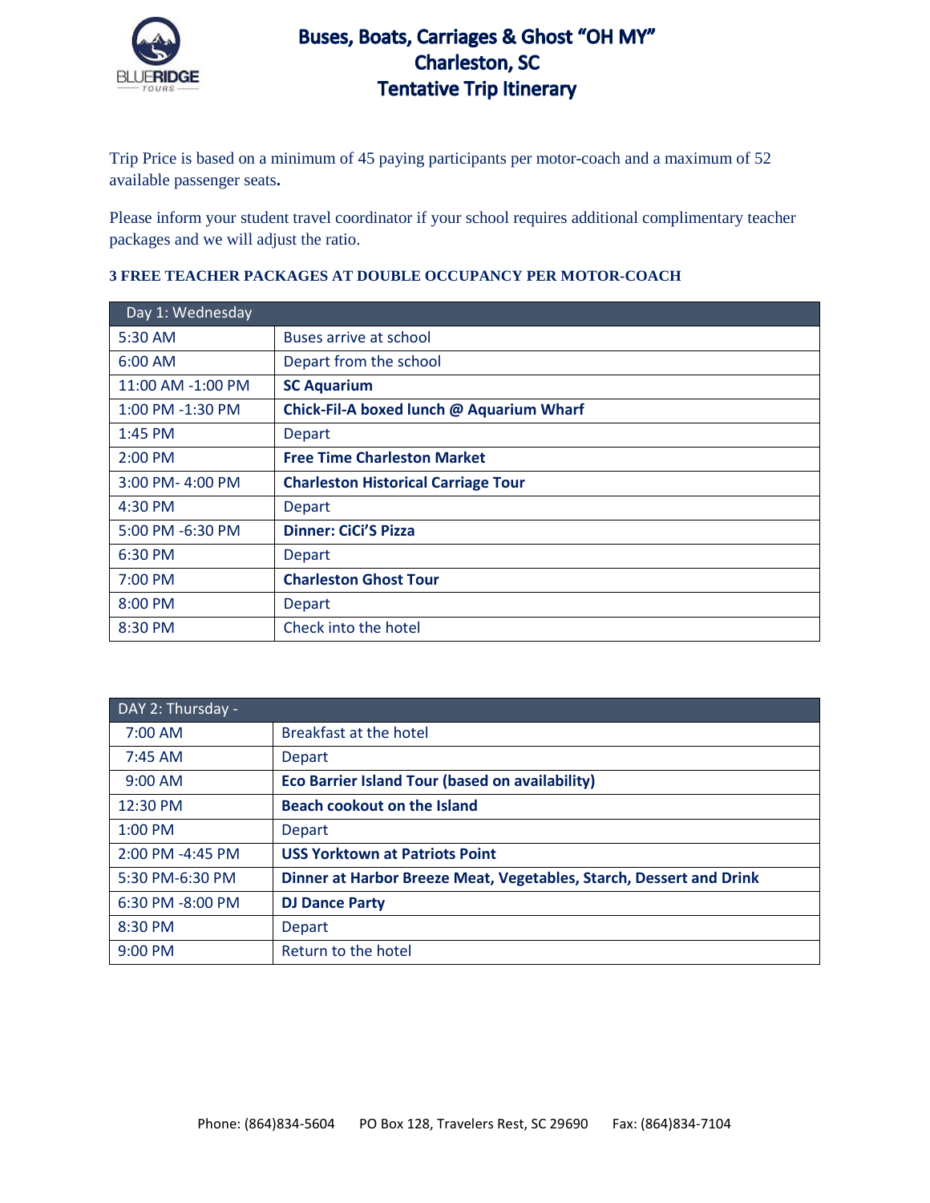# Buses, Boats, Carriages & Ghost "OH MY"
# Charleston, SC
# Tentative Trip Itinerary

Trip Price is based on a minimum of 45 paying participants per motor-coach and a maximum of 52 available passenger seats**.**

Please inform your student travel coordinator if your school requires additional complimentary teacher packages and we will adjust the ratio.

**3 FREE TEACHER PACKAGES AT DOUBLE OCCUPANCY PER MOTOR-COACH**

| Day 1: Wednesday | |
|---|---|
| 5:30 AM | Buses arrive at school |
| 6:00 AM | Depart from the school |
| 11:00 AM -1:00 PM | **SC Aquarium** |
| 1:00 PM -1:30 PM | **Chick-Fil-A boxed lunch @ Aquarium Wharf** |
| 1:45 PM | Depart |
| 2:00 PM | **Free Time Charleston Market** |
| 3:00 PM- 4:00 PM | **Charleston Historical Carriage Tour** |
| 4:30 PM | Depart |
| 5:00 PM -6:30 PM | **Dinner: CiCi'S Pizza** |
| 6:30 PM | Depart |
| 7:00 PM | **Charleston Ghost Tour** |
| 8:00 PM | Depart |
| 8:30 PM | Check into the hotel |

| DAY 2: Thursday - | |
|---|---|
| 7:00 AM | Breakfast at the hotel |
| 7:45 AM | Depart |
| 9:00 AM | **Eco Barrier Island Tour (based on availability)** |
| 12:30 PM | **Beach cookout on the Island** |
| 1:00 PM | Depart |
| 2:00 PM -4:45 PM | **USS Yorktown at Patriots Point** |
| 5:30 PM-6:30 PM | **Dinner at Harbor Breeze Meat, Vegetables, Starch, Dessert and Drink** |
| 6:30 PM -8:00 PM | **DJ Dance Party** |
| 8:30 PM | Depart |
| 9:00 PM | Return to the hotel |

Phone: (864)834-5604 PO Box 128, Travelers Rest, SC 29690 Fax: (864)834-7104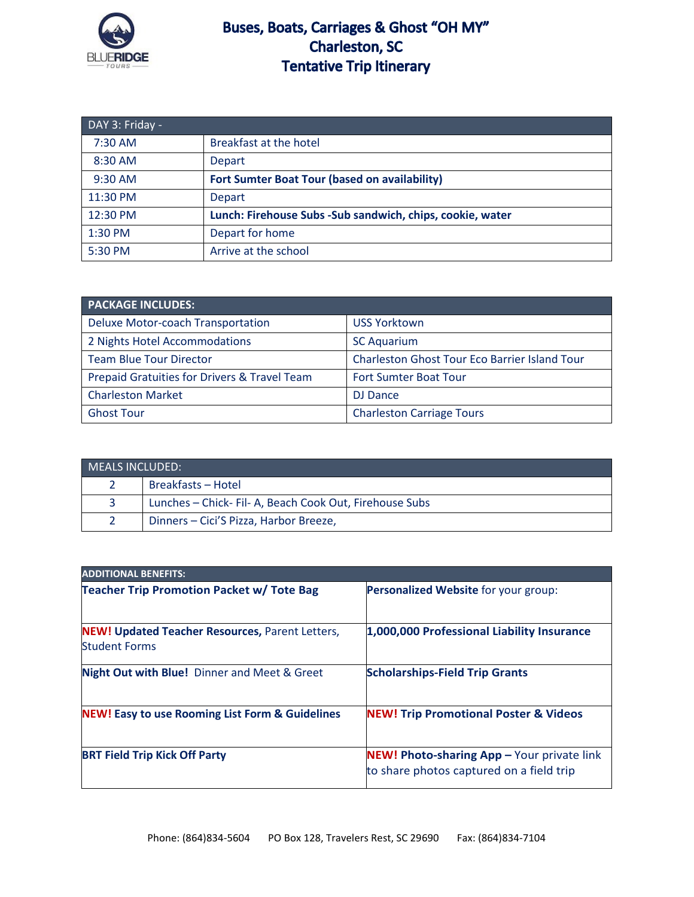# Buses, Boats, Carriages & Ghost "OH MY"
# Charleston, SC
# Tentative Trip Itinerary

| DAY 3: Friday - | |
|---|---|
| 7:30 AM | Breakfast at the hotel |
| 8:30 AM | Depart |
| 9:30 AM | **Fort Sumter Boat Tour (based on availability)** |
| 11:30 PM | Depart |
| 12:30 PM | **Lunch: Firehouse Subs -Sub sandwich, chips, cookie, water** |
| 1:30 PM | Depart for home |
| 5:30 PM | Arrive at the school |

| **PACKAGE INCLUDES:** | |
|---|---|
| Deluxe Motor-coach Transportation | USS Yorktown |
| 2 Nights Hotel Accommodations | SC Aquarium |
| Team Blue Tour Director | Charleston Ghost Tour Eco Barrier Island Tour |
| Prepaid Gratuities for Drivers & Travel Team | Fort Sumter Boat Tour |
| Charleston Market | DJ Dance |
| Ghost Tour | Charleston Carriage Tours |

| MEALS INCLUDED: | |
|---|---|
| 2 | Breakfasts – Hotel |
| 3 | Lunches – Chick- Fil- A, Beach Cook Out, Firehouse Subs |
| 2 | Dinners – Cici'S Pizza, Harbor Breeze, |

| **ADDITIONAL BENEFITS:** | |
|---|---|
| **Teacher Trip Promotion Packet w/ Tote Bag** | **Personalized Website** for your group: |
| **NEW! Updated Teacher Resources,** Parent Letters, Student Forms | **1,000,000 Professional Liability Insurance** |
| **Night Out with Blue!** Dinner and Meet & Greet | **Scholarships-Field Trip Grants** |
| **NEW! Easy to use Rooming List Form & Guidelines** | **NEW! Trip Promotional Poster & Videos** |
| **BRT Field Trip Kick Off Party** | **NEW! Photo-sharing App –** Your private link to share photos captured on a field trip |

Phone: (864)834-5604 PO Box 128, Travelers Rest, SC 29690 Fax: (864)834-7104